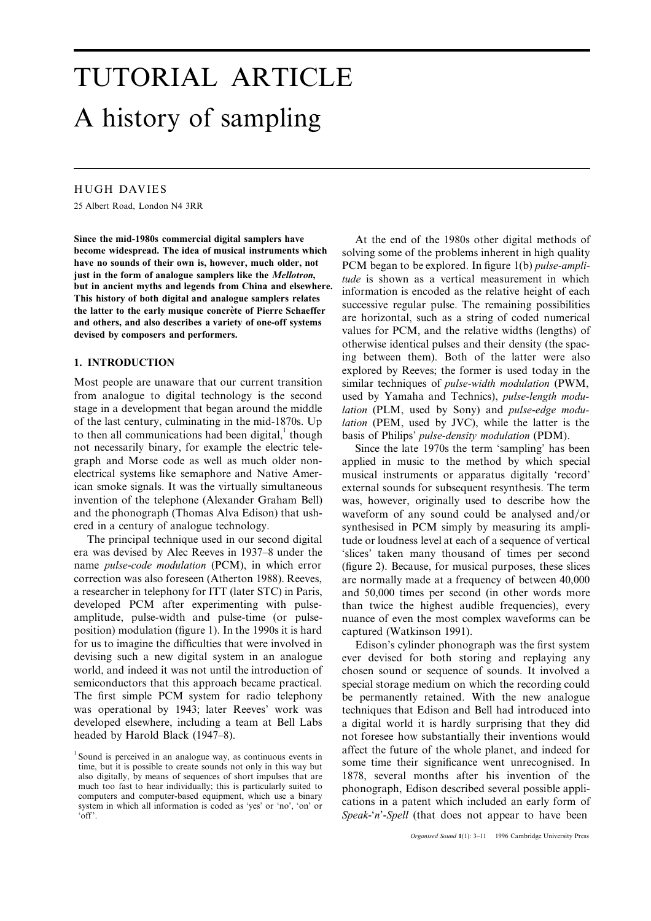# TUTORIAL ARTICLE
# A history of sampling

HUGH DAVIES

25 Albert Road, London N4 3RR

**Since the mid-1980s commercial digital samplers have become widespread. The idea of musical instruments which have no sounds of their own is, however, much older, not just in the form of analogue samplers like the *Mellotron*, but in ancient myths and legends from China and elsewhere. This history of both digital and analogue samplers relates the latter to the early musique concrète of Pierre Schaeffer and others, and also describes a variety of one-off systems devised by composers and performers.**

## 1. INTRODUCTION

Most people are unaware that our current transition from analogue to digital technology is the second stage in a development that began around the middle of the last century, culminating in the mid-1870s. Up to then all communications had been digital,[1] though not necessarily binary, for example the electric telegraph and Morse code as well as much older non-electrical systems like semaphore and Native American smoke signals. It was the virtually simultaneous invention of the telephone (Alexander Graham Bell) and the phonograph (Thomas Alva Edison) that ushered in a century of analogue technology.

The principal technique used in our second digital era was devised by Alec Reeves in 1937–8 under the name *pulse-code modulation* (PCM), in which error correction was also foreseen (Atherton 1988). Reeves, a researcher in telephony for ITT (later STC) in Paris, developed PCM after experimenting with pulse-amplitude, pulse-width and pulse-time (or pulse-position) modulation (figure 1). In the 1990s it is hard for us to imagine the difficulties that were involved in devising such a new digital system in an analogue world, and indeed it was not until the introduction of semiconductors that this approach became practical. The first simple PCM system for radio telephony was operational by 1943; later Reeves' work was developed elsewhere, including a team at Bell Labs headed by Harold Black (1947–8).

At the end of the 1980s other digital methods of solving some of the problems inherent in high quality PCM began to be explored. In figure 1(b) *pulse-amplitude* is shown as a vertical measurement in which information is encoded as the relative height of each successive regular pulse. The remaining possibilities are horizontal, such as a string of coded numerical values for PCM, and the relative widths (lengths) of otherwise identical pulses and their density (the spacing between them). Both of the latter were also explored by Reeves; the former is used today in the similar techniques of *pulse-width modulation* (PWM, used by Yamaha and Technics), *pulse-length modulation* (PLM, used by Sony) and *pulse-edge modulation* (PEM, used by JVC), while the latter is the basis of Philips' *pulse-density modulation* (PDM).

Since the late 1970s the term 'sampling' has been applied in music to the method by which special musical instruments or apparatus digitally 'record' external sounds for subsequent resynthesis. The term was, however, originally used to describe how the waveform of any sound could be analysed and/or synthesised in PCM simply by measuring its amplitude or loudness level at each of a sequence of vertical 'slices' taken many thousand of times per second (figure 2). Because, for musical purposes, these slices are normally made at a frequency of between 40,000 and 50,000 times per second (in other words more than twice the highest audible frequencies), every nuance of even the most complex waveforms can be captured (Watkinson 1991).

Edison's cylinder phonograph was the first system ever devised for both storing and replaying any chosen sound or sequence of sounds. It involved a special storage medium on which the recording could be permanently retained. With the new analogue techniques that Edison and Bell had introduced into a digital world it is hardly surprising that they did not foresee how substantially their inventions would affect the future of the whole planet, and indeed for some time their significance went unrecognised. In 1878, several months after his invention of the phonograph, Edison described several possible applications in a patent which included an early form of *Speak-'n'-Spell* (that does not appear to have been

[1] Sound is perceived in an analogue way, as continuous events in time, but it is possible to create sounds not only in this way but also digitally, by means of sequences of short impulses that are much too fast to hear individually; this is particularly suited to computers and computer-based equipment, which use a binary system in which all information is coded as 'yes' or 'no', 'on' or 'off'.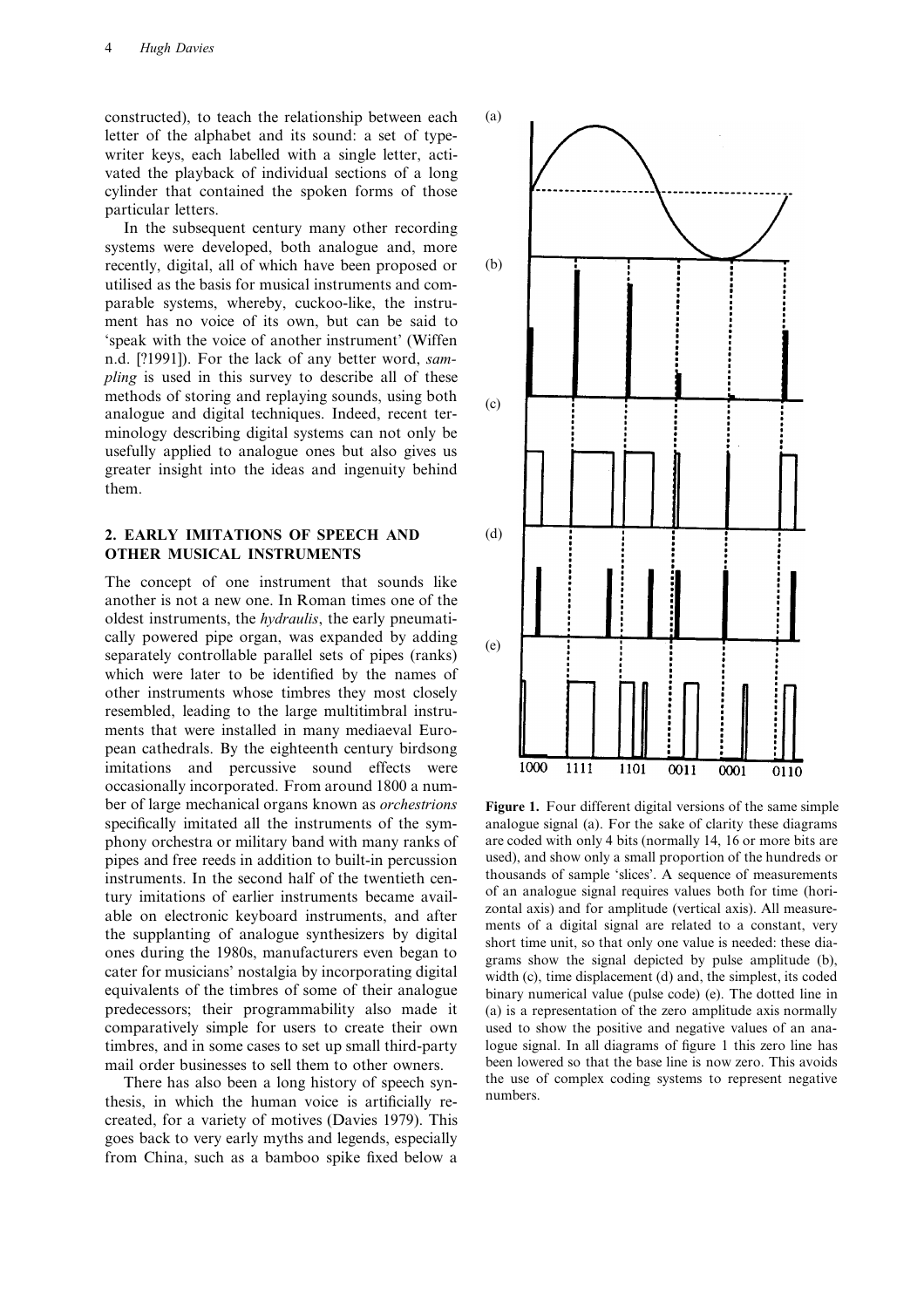constructed), to teach the relationship between each letter of the alphabet and its sound: a set of typewriter keys, each labelled with a single letter, activated the playback of individual sections of a long cylinder that contained the spoken forms of those particular letters.

In the subsequent century many other recording systems were developed, both analogue and, more recently, digital, all of which have been proposed or utilised as the basis for musical instruments and comparable systems, whereby, cuckoo-like, the instrument has no voice of its own, but can be said to 'speak with the voice of another instrument' (Wiffen n.d. [?1991]). For the lack of any better word, *sampling* is used in this survey to describe all of these methods of storing and replaying sounds, using both analogue and digital techniques. Indeed, recent terminology describing digital systems can not only be usefully applied to analogue ones but also gives us greater insight into the ideas and ingenuity behind them.

## 2. EARLY IMITATIONS OF SPEECH AND OTHER MUSICAL INSTRUMENTS

The concept of one instrument that sounds like another is not a new one. In Roman times one of the oldest instruments, the *hydraulis*, the early pneumatically powered pipe organ, was expanded by adding separately controllable parallel sets of pipes (ranks) which were later to be identified by the names of other instruments whose timbres they most closely resembled, leading to the large multitimbral instruments that were installed in many mediaeval European cathedrals. By the eighteenth century birdsong imitations and percussive sound effects were occasionally incorporated. From around 1800 a number of large mechanical organs known as *orchestrions* specifically imitated all the instruments of the symphony orchestra or military band with many ranks of pipes and free reeds in addition to built-in percussion instruments. In the second half of the twentieth century imitations of earlier instruments became available on electronic keyboard instruments, and after the supplanting of analogue synthesizers by digital ones during the 1980s, manufacturers even began to cater for musicians' nostalgia by incorporating digital equivalents of the timbres of some of their analogue predecessors; their programmability also made it comparatively simple for users to create their own timbres, and in some cases to set up small third-party mail order businesses to sell them to other owners.

There has also been a long history of speech synthesis, in which the human voice is artificially recreated, for a variety of motives (Davies 1979). This goes back to very early myths and legends, especially from China, such as a bamboo spike fixed below a

**Figure 1.** Four different digital versions of the same simple analogue signal (a). For the sake of clarity these diagrams are coded with only 4 bits (normally 14, 16 or more bits are used), and show only a small proportion of the hundreds or thousands of sample 'slices'. A sequence of measurements of an analogue signal requires values both for time (horizontal axis) and for amplitude (vertical axis). All measurements of a digital signal are related to a constant, very short time unit, so that only one value is needed: these diagrams show the signal depicted by pulse amplitude (b), width (c), time displacement (d) and, the simplest, its coded binary numerical value (pulse code) (e). The dotted line in (a) is a representation of the zero amplitude axis normally used to show the positive and negative values of an analogue signal. In all diagrams of figure 1 this zero line has been lowered so that the base line is now zero. This avoids the use of complex coding systems to represent negative numbers.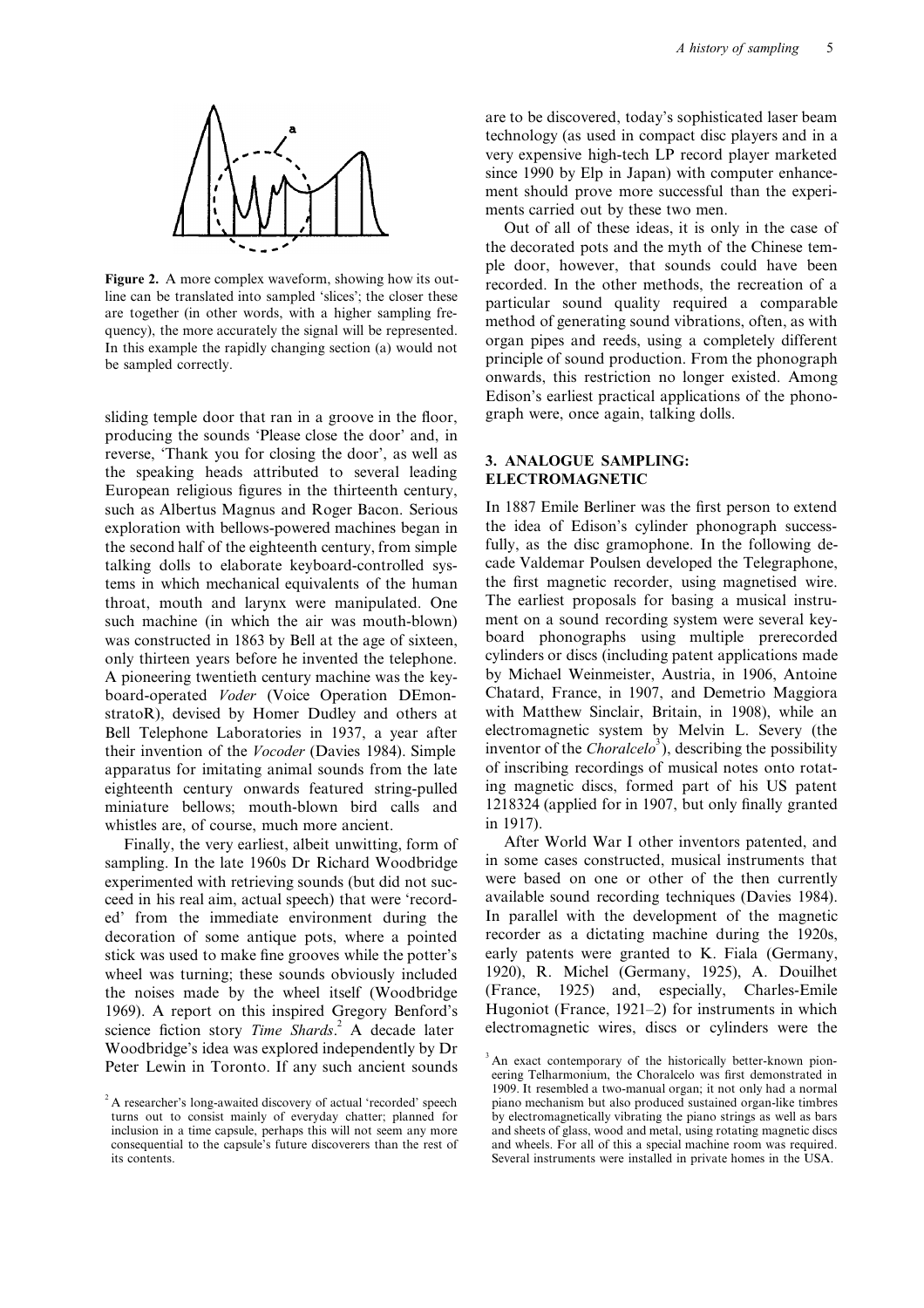Figure 2. A more complex waveform, showing how its outline can be translated into sampled 'slices'; the closer these are together (in other words, with a higher sampling frequency), the more accurately the signal will be represented. In this example the rapidly changing section (a) would not be sampled correctly.

sliding temple door that ran in a groove in the floor, producing the sounds 'Please close the door' and, in reverse, 'Thank you for closing the door', as well as the speaking heads attributed to several leading European religious figures in the thirteenth century, such as Albertus Magnus and Roger Bacon. Serious exploration with bellows-powered machines began in the second half of the eighteenth century, from simple talking dolls to elaborate keyboard-controlled systems in which mechanical equivalents of the human throat, mouth and larynx were manipulated. One such machine (in which the air was mouth-blown) was constructed in 1863 by Bell at the age of sixteen, only thirteen years before he invented the telephone. A pioneering twentieth century machine was the keyboard-operated *Voder* (Voice Operation DEmonstratoR), devised by Homer Dudley and others at Bell Telephone Laboratories in 1937, a year after their invention of the *Vocoder* (Davies 1984). Simple apparatus for imitating animal sounds from the late eighteenth century onwards featured string-pulled miniature bellows; mouth-blown bird calls and whistles are, of course, much more ancient.

Finally, the very earliest, albeit unwitting, form of sampling. In the late 1960s Dr Richard Woodbridge experimented with retrieving sounds (but did not succeed in his real aim, actual speech) that were 'recorded' from the immediate environment during the decoration of some antique pots, where a pointed stick was used to make fine grooves while the potter's wheel was turning; these sounds obviously included the noises made by the wheel itself (Woodbridge 1969). A report on this inspired Gregory Benford's science fiction story *Time Shards*.[2] A decade later Woodbridge's idea was explored independently by Dr Peter Lewin in Toronto. If any such ancient sounds are to be discovered, today's sophisticated laser beam technology (as used in compact disc players and in a very expensive high-tech LP record player marketed since 1990 by Elp in Japan) with computer enhancement should prove more successful than the experiments carried out by these two men.

Out of all of these ideas, it is only in the case of the decorated pots and the myth of the Chinese temple door, however, that sounds could have been recorded. In the other methods, the recreation of a particular sound quality required a comparable method of generating sound vibrations, often, as with organ pipes and reeds, using a completely different principle of sound production. From the phonograph onwards, this restriction no longer existed. Among Edison's earliest practical applications of the phonograph were, once again, talking dolls.

## 3. ANALOGUE SAMPLING: ELECTROMAGNETIC

In 1887 Emile Berliner was the first person to extend the idea of Edison's cylinder phonograph successfully, as the disc gramophone. In the following decade Valdemar Poulsen developed the Telegraphone, the first magnetic recorder, using magnetised wire. The earliest proposals for basing a musical instrument on a sound recording system were several keyboard phonographs using multiple prerecorded cylinders or discs (including patent applications made by Michael Weinmeister, Austria, in 1906, Antoine Chatard, France, in 1907, and Demetrio Maggiora with Matthew Sinclair, Britain, in 1908), while an electromagnetic system by Melvin L. Severy (the inventor of the *Choralcelo*[3]), describing the possibility of inscribing recordings of musical notes onto rotating magnetic discs, formed part of his US patent 1218324 (applied for in 1907, but only finally granted in 1917).

After World War I other inventors patented, and in some cases constructed, musical instruments that were based on one or other of the then currently available sound recording techniques (Davies 1984). In parallel with the development of the magnetic recorder as a dictating machine during the 1920s, early patents were granted to K. Fiala (Germany, 1920), R. Michel (Germany, 1925), A. Douilhet (France, 1925) and, especially, Charles-Emile Hugoniot (France, 1921–2) for instruments in which electromagnetic wires, discs or cylinders were the

[2] A researcher's long-awaited discovery of actual 'recorded' speech turns out to consist mainly of everyday chatter; planned for inclusion in a time capsule, perhaps this will not seem any more consequential to the capsule's future discoverers than the rest of its contents.

[3] An exact contemporary of the historically better-known pioneering Telharmonium, the Choralcelo was first demonstrated in 1909. It resembled a two-manual organ; it not only had a normal piano mechanism but also produced sustained organ-like timbres by electromagnetically vibrating the piano strings as well as bars and sheets of glass, wood and metal, using rotating magnetic discs and wheels. For all of this a special machine room was required. Several instruments were installed in private homes in the USA.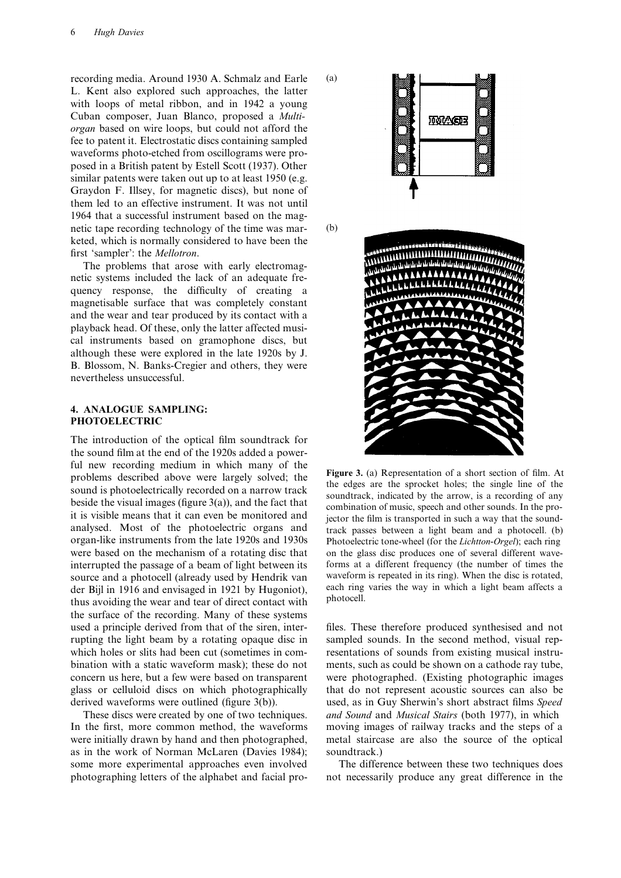recording media. Around 1930 A. Schmalz and Earle L. Kent also explored such approaches, the latter with loops of metal ribbon, and in 1942 a young Cuban composer, Juan Blanco, proposed a *Multi-organ* based on wire loops, but could not afford the fee to patent it. Electrostatic discs containing sampled waveforms photo-etched from oscillograms were proposed in a British patent by Estell Scott (1937). Other similar patents were taken out up to at least 1950 (e.g. Graydon F. Illsey, for magnetic discs), but none of them led to an effective instrument. It was not until 1964 that a successful instrument based on the magnetic tape recording technology of the time was marketed, which is normally considered to have been the first 'sampler': the *Mellotron*.

The problems that arose with early electromagnetic systems included the lack of an adequate frequency response, the difficulty of creating a magnetisable surface that was completely constant and the wear and tear produced by its contact with a playback head. Of these, only the latter affected musical instruments based on gramophone discs, but although these were explored in the late 1920s by J. B. Blossom, N. Banks-Cregier and others, they were nevertheless unsuccessful.

## 4. ANALOGUE SAMPLING: PHOTOELECTRIC

The introduction of the optical film soundtrack for the sound film at the end of the 1920s added a powerful new recording medium in which many of the problems described above were largely solved; the sound is photoelectrically recorded on a narrow track beside the visual images (figure 3(a)), and the fact that it is visible means that it can even be monitored and analysed. Most of the photoelectric organs and organ-like instruments from the late 1920s and 1930s were based on the mechanism of a rotating disc that interrupted the passage of a beam of light between its source and a photocell (already used by Hendrik van der Bijl in 1916 and envisaged in 1921 by Hugoniot), thus avoiding the wear and tear of direct contact with the surface of the recording. Many of these systems used a principle derived from that of the siren, interrupting the light beam by a rotating opaque disc in which holes or slits had been cut (sometimes in combination with a static waveform mask); these do not concern us here, but a few were based on transparent glass or celluloid discs on which photographically derived waveforms were outlined (figure 3(b)).

These discs were created by one of two techniques. In the first, more common method, the waveforms were initially drawn by hand and then photographed, as in the work of Norman McLaren (Davies 1984); some more experimental approaches even involved photographing letters of the alphabet and facial profiles. These therefore produced synthesised and not sampled sounds. In the second method, visual representations of sounds from existing musical instruments, such as could be shown on a cathode ray tube, were photographed. (Existing photographic images that do not represent acoustic sources can also be used, as in Guy Sherwin's short abstract films *Speed and Sound* and *Musical Stairs* (both 1977), in which moving images of railway tracks and the steps of a metal staircase are also the source of the optical soundtrack.)

The difference between these two techniques does not necessarily produce any great difference in the

**Figure 3.** (a) Representation of a short section of film. At the edges are the sprocket holes; the single line of the soundtrack, indicated by the arrow, is a recording of any combination of music, speech and other sounds. In the projector the film is transported in such a way that the soundtrack passes between a light beam and a photocell. (b) Photoelectric tone-wheel (for the *Lichtton-Orgel*); each ring on the glass disc produces one of several different waveforms at a different frequency (the number of times the waveform is repeated in its ring). When the disc is rotated, each ring varies the way in which a light beam affects a photocell.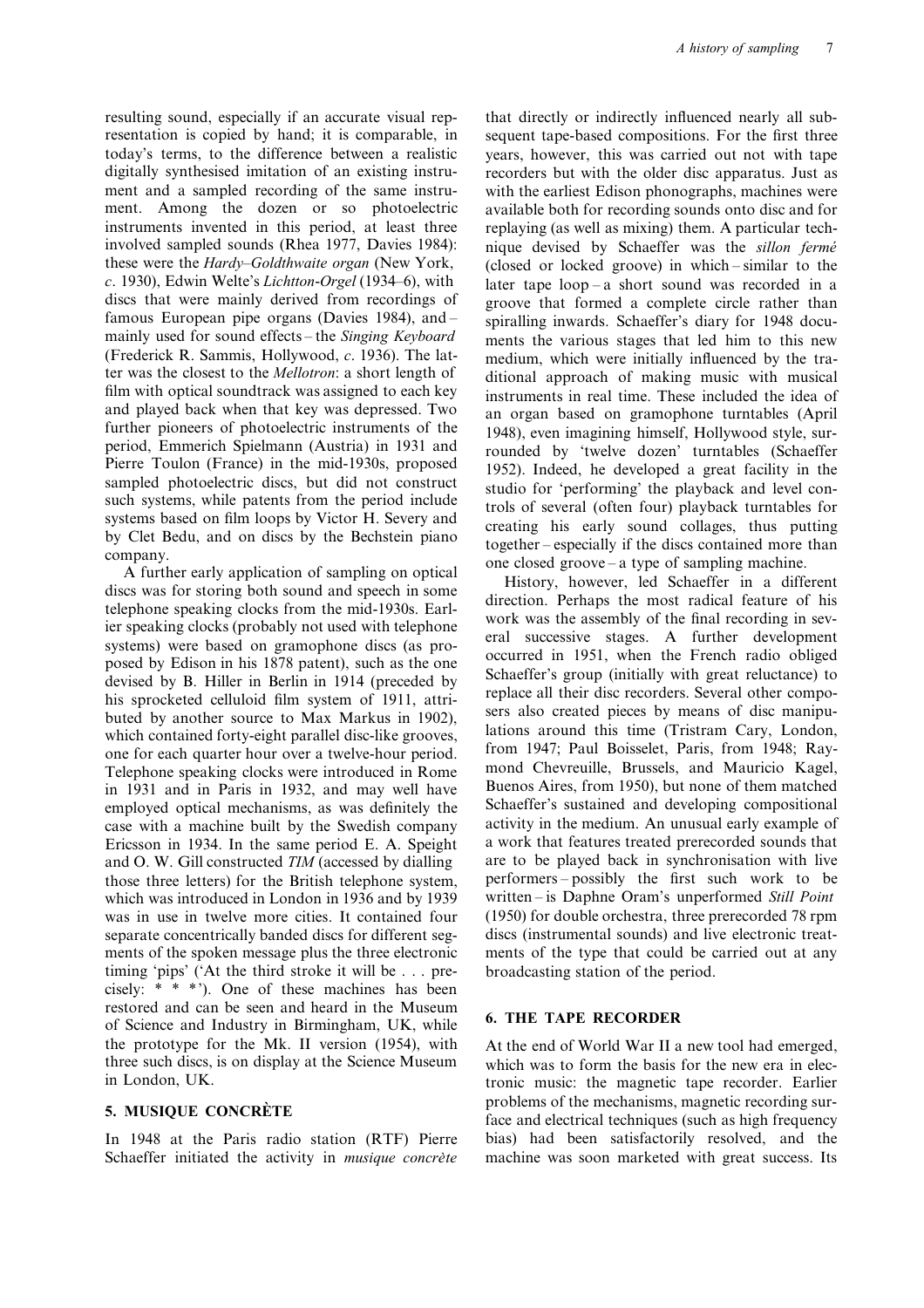resulting sound, especially if an accurate visual representation is copied by hand; it is comparable, in today's terms, to the difference between a realistic digitally synthesised imitation of an existing instrument and a sampled recording of the same instrument. Among the dozen or so photoelectric instruments invented in this period, at least three involved sampled sounds (Rhea 1977, Davies 1984): these were the *Hardy–Goldthwaite organ* (New York, *c*. 1930), Edwin Welte's *Lichtton-Orgel* (1934–6), with discs that were mainly derived from recordings of famous European pipe organs (Davies 1984), and – mainly used for sound effects – the *Singing Keyboard* (Frederick R. Sammis, Hollywood, *c*. 1936). The latter was the closest to the *Mellotron*: a short length of film with optical soundtrack was assigned to each key and played back when that key was depressed. Two further pioneers of photoelectric instruments of the period, Emmerich Spielmann (Austria) in 1931 and Pierre Toulon (France) in the mid-1930s, proposed sampled photoelectric discs, but did not construct such systems, while patents from the period include systems based on film loops by Victor H. Severy and by Clet Bedu, and on discs by the Bechstein piano company.

A further early application of sampling on optical discs was for storing both sound and speech in some telephone speaking clocks from the mid-1930s. Earlier speaking clocks (probably not used with telephone systems) were based on gramophone discs (as proposed by Edison in his 1878 patent), such as the one devised by B. Hiller in Berlin in 1914 (preceded by his sprocketed celluloid film system of 1911, attributed by another source to Max Markus in 1902), which contained forty-eight parallel disc-like grooves, one for each quarter hour over a twelve-hour period. Telephone speaking clocks were introduced in Rome in 1931 and in Paris in 1932, and may well have employed optical mechanisms, as was definitely the case with a machine built by the Swedish company Ericsson in 1934. In the same period E. A. Speight and O. W. Gill constructed *TIM* (accessed by dialling those three letters) for the British telephone system, which was introduced in London in 1936 and by 1939 was in use in twelve more cities. It contained four separate concentrically banded discs for different segments of the spoken message plus the three electronic timing 'pips' ('At the third stroke it will be . . . precisely: * * *'). One of these machines has been restored and can be seen and heard in the Museum of Science and Industry in Birmingham, UK, while the prototype for the Mk. II version (1954), with three such discs, is on display at the Science Museum in London, UK.

## 5. MUSIQUE CONCRÈTE

In 1948 at the Paris radio station (RTF) Pierre Schaeffer initiated the activity in *musique concrète* that directly or indirectly influenced nearly all subsequent tape-based compositions. For the first three years, however, this was carried out not with tape recorders but with the older disc apparatus. Just as with the earliest Edison phonographs, machines were available both for recording sounds onto disc and for replaying (as well as mixing) them. A particular technique devised by Schaeffer was the *sillon fermé* (closed or locked groove) in which – similar to the later tape loop – a short sound was recorded in a groove that formed a complete circle rather than spiralling inwards. Schaeffer's diary for 1948 documents the various stages that led him to this new medium, which were initially influenced by the traditional approach of making music with musical instruments in real time. These included the idea of an organ based on gramophone turntables (April 1948), even imagining himself, Hollywood style, surrounded by 'twelve dozen' turntables (Schaeffer 1952). Indeed, he developed a great facility in the studio for 'performing' the playback and level controls of several (often four) playback turntables for creating his early sound collages, thus putting together – especially if the discs contained more than one closed groove – a type of sampling machine.

History, however, led Schaeffer in a different direction. Perhaps the most radical feature of his work was the assembly of the final recording in several successive stages. A further development occurred in 1951, when the French radio obliged Schaeffer's group (initially with great reluctance) to replace all their disc recorders. Several other composers also created pieces by means of disc manipulations around this time (Tristram Cary, London, from 1947; Paul Boisselet, Paris, from 1948; Raymond Chevreuille, Brussels, and Mauricio Kagel, Buenos Aires, from 1950), but none of them matched Schaeffer's sustained and developing compositional activity in the medium. An unusual early example of a work that features treated prerecorded sounds that are to be played back in synchronisation with live performers – possibly the first such work to be written – is Daphne Oram's unperformed *Still Point* (1950) for double orchestra, three prerecorded 78 rpm discs (instrumental sounds) and live electronic treatments of the type that could be carried out at any broadcasting station of the period.

## 6. THE TAPE RECORDER

At the end of World War II a new tool had emerged, which was to form the basis for the new era in electronic music: the magnetic tape recorder. Earlier problems of the mechanisms, magnetic recording surface and electrical techniques (such as high frequency bias) had been satisfactorily resolved, and the machine was soon marketed with great success. Its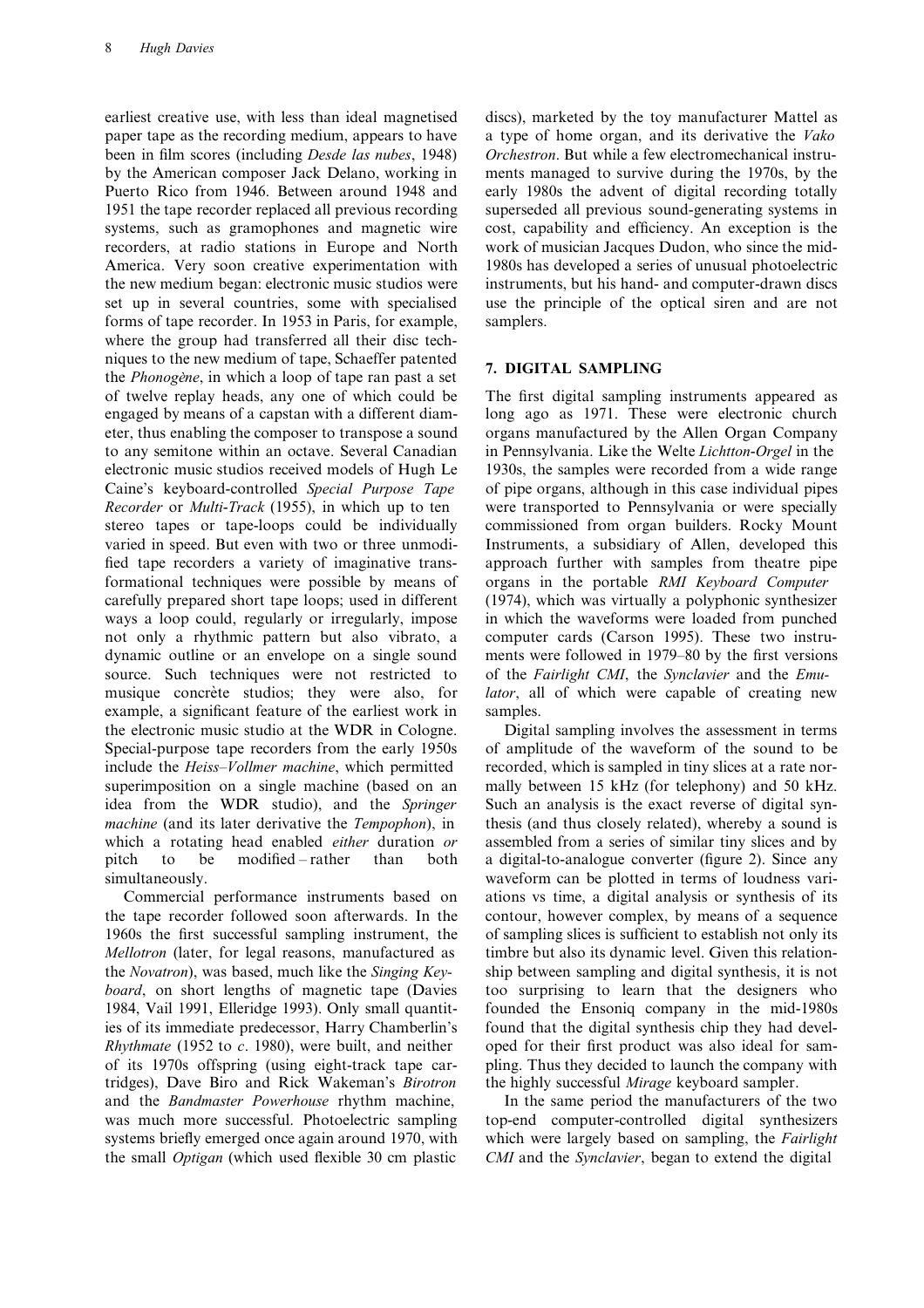earliest creative use, with less than ideal magnetised paper tape as the recording medium, appears to have been in film scores (including *Desde las nubes*, 1948) by the American composer Jack Delano, working in Puerto Rico from 1946. Between around 1948 and 1951 the tape recorder replaced all previous recording systems, such as gramophones and magnetic wire recorders, at radio stations in Europe and North America. Very soon creative experimentation with the new medium began: electronic music studios were set up in several countries, some with specialised forms of tape recorder. In 1953 in Paris, for example, where the group had transferred all their disc techniques to the new medium of tape, Schaeffer patented the *Phonogène*, in which a loop of tape ran past a set of twelve replay heads, any one of which could be engaged by means of a capstan with a different diameter, thus enabling the composer to transpose a sound to any semitone within an octave. Several Canadian electronic music studios received models of Hugh Le Caine's keyboard-controlled *Special Purpose Tape Recorder* or *Multi-Track* (1955), in which up to ten stereo tapes or tape-loops could be individually varied in speed. But even with two or three unmodified tape recorders a variety of imaginative transformational techniques were possible by means of carefully prepared short tape loops; used in different ways a loop could, regularly or irregularly, impose not only a rhythmic pattern but also vibrato, a dynamic outline or an envelope on a single sound source. Such techniques were not restricted to musique concrète studios; they were also, for example, a significant feature of the earliest work in the electronic music studio at the WDR in Cologne. Special-purpose tape recorders from the early 1950s include the *Heiss–Vollmer machine*, which permitted superimposition on a single machine (based on an idea from the WDR studio), and the *Springer machine* (and its later derivative the *Tempophon*), in which a rotating head enabled *either* duration *or* pitch to be modified – rather than both simultaneously.

Commercial performance instruments based on the tape recorder followed soon afterwards. In the 1960s the first successful sampling instrument, the *Mellotron* (later, for legal reasons, manufactured as the *Novatron*), was based, much like the *Singing Keyboard*, on short lengths of magnetic tape (Davies 1984, Vail 1991, Elleridge 1993). Only small quantities of its immediate predecessor, Harry Chamberlin's *Rhythmate* (1952 to *c*. 1980), were built, and neither of its 1970s offspring (using eight-track tape cartridges), Dave Biro and Rick Wakeman's *Birotron* and the *Bandmaster Powerhouse* rhythm machine, was much more successful. Photoelectric sampling systems briefly emerged once again around 1970, with the small *Optigan* (which used flexible 30 cm plastic discs), marketed by the toy manufacturer Mattel as a type of home organ, and its derivative the *Vako Orchestron*. But while a few electromechanical instruments managed to survive during the 1970s, by the early 1980s the advent of digital recording totally superseded all previous sound-generating systems in cost, capability and efficiency. An exception is the work of musician Jacques Dudon, who since the mid-1980s has developed a series of unusual photoelectric instruments, but his hand- and computer-drawn discs use the principle of the optical siren and are not samplers.

## 7. DIGITAL SAMPLING

The first digital sampling instruments appeared as long ago as 1971. These were electronic church organs manufactured by the Allen Organ Company in Pennsylvania. Like the Welte *Lichtton-Orgel* in the 1930s, the samples were recorded from a wide range of pipe organs, although in this case individual pipes were transported to Pennsylvania or were specially commissioned from organ builders. Rocky Mount Instruments, a subsidiary of Allen, developed this approach further with samples from theatre pipe organs in the portable *RMI Keyboard Computer* (1974), which was virtually a polyphonic synthesizer in which the waveforms were loaded from punched computer cards (Carson 1995). These two instruments were followed in 1979–80 by the first versions of the *Fairlight CMI*, the *Synclavier* and the *Emulator*, all of which were capable of creating new samples.

Digital sampling involves the assessment in terms of amplitude of the waveform of the sound to be recorded, which is sampled in tiny slices at a rate normally between 15 kHz (for telephony) and 50 kHz. Such an analysis is the exact reverse of digital synthesis (and thus closely related), whereby a sound is assembled from a series of similar tiny slices and by a digital-to-analogue converter (figure 2). Since any waveform can be plotted in terms of loudness variations vs time, a digital analysis or synthesis of its contour, however complex, by means of a sequence of sampling slices is sufficient to establish not only its timbre but also its dynamic level. Given this relationship between sampling and digital synthesis, it is not too surprising to learn that the designers who founded the Ensoniq company in the mid-1980s found that the digital synthesis chip they had developed for their first product was also ideal for sampling. Thus they decided to launch the company with the highly successful *Mirage* keyboard sampler.

In the same period the manufacturers of the two top-end computer-controlled digital synthesizers which were largely based on sampling, the *Fairlight CMI* and the *Synclavier*, began to extend the digital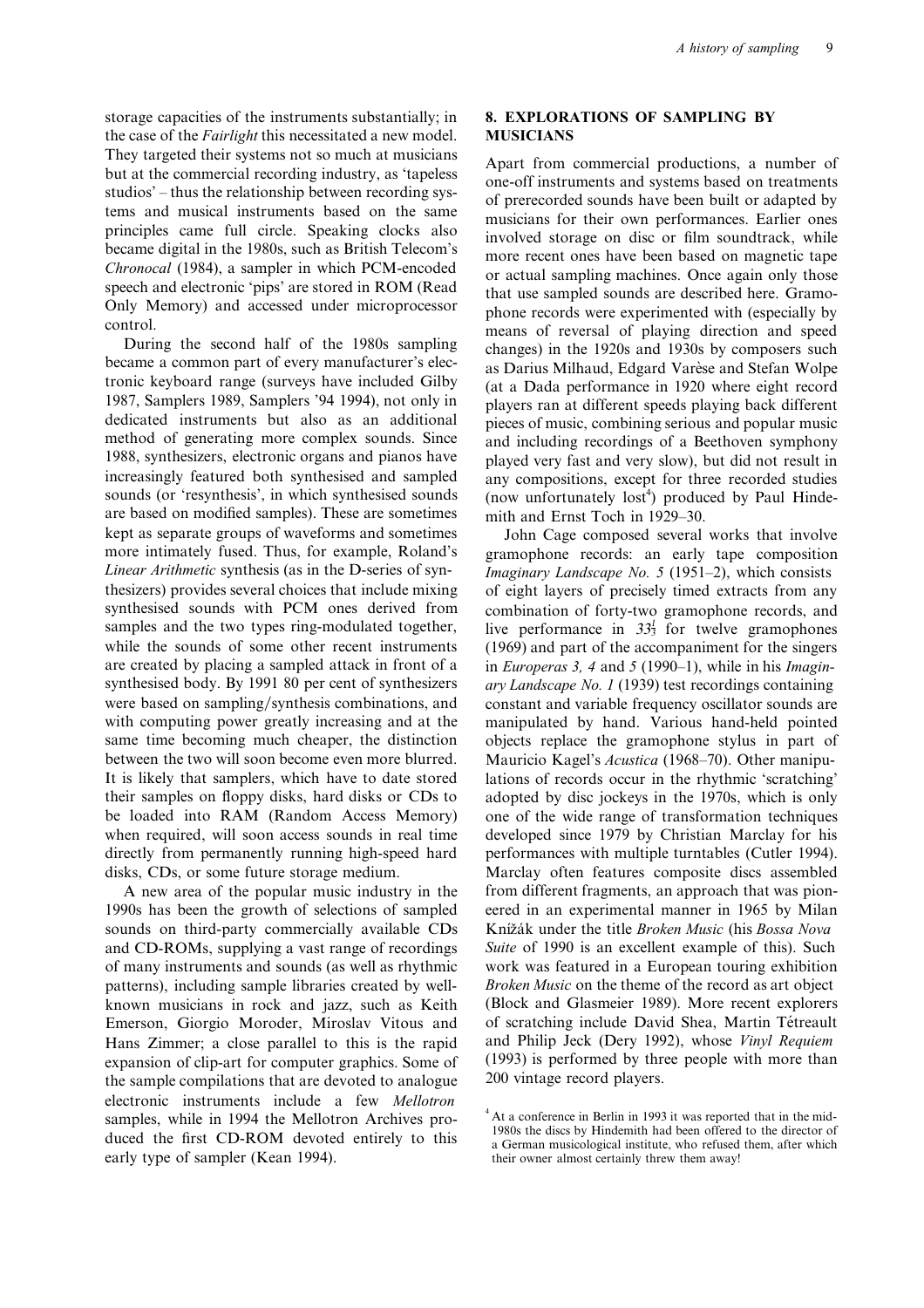storage capacities of the instruments substantially; in the case of the *Fairlight* this necessitated a new model. They targeted their systems not so much at musicians but at the commercial recording industry, as 'tapeless studios' – thus the relationship between recording systems and musical instruments based on the same principles came full circle. Speaking clocks also became digital in the 1980s, such as British Telecom's *Chronocal* (1984), a sampler in which PCM-encoded speech and electronic 'pips' are stored in ROM (Read Only Memory) and accessed under microprocessor control.

During the second half of the 1980s sampling became a common part of every manufacturer's electronic keyboard range (surveys have included Gilby 1987, Samplers 1989, Samplers '94 1994), not only in dedicated instruments but also as an additional method of generating more complex sounds. Since 1988, synthesizers, electronic organs and pianos have increasingly featured both synthesised and sampled sounds (or 'resynthesis', in which synthesised sounds are based on modified samples). These are sometimes kept as separate groups of waveforms and sometimes more intimately fused. Thus, for example, Roland's *Linear Arithmetic* synthesis (as in the D-series of synthesizers) provides several choices that include mixing synthesised sounds with PCM ones derived from samples and the two types ring-modulated together, while the sounds of some other recent instruments are created by placing a sampled attack in front of a synthesised body. By 1991 80 per cent of synthesizers were based on sampling/synthesis combinations, and with computing power greatly increasing and at the same time becoming much cheaper, the distinction between the two will soon become even more blurred. It is likely that samplers, which have to date stored their samples on floppy disks, hard disks or CDs to be loaded into RAM (Random Access Memory) when required, will soon access sounds in real time directly from permanently running high-speed hard disks, CDs, or some future storage medium.

A new area of the popular music industry in the 1990s has been the growth of selections of sampled sounds on third-party commercially available CDs and CD-ROMs, supplying a vast range of recordings of many instruments and sounds (as well as rhythmic patterns), including sample libraries created by well-known musicians in rock and jazz, such as Keith Emerson, Giorgio Moroder, Miroslav Vitous and Hans Zimmer; a close parallel to this is the rapid expansion of clip-art for computer graphics. Some of the sample compilations that are devoted to analogue electronic instruments include a few *Mellotron* samples, while in 1994 the Mellotron Archives produced the first CD-ROM devoted entirely to this early type of sampler (Kean 1994).

## 8. EXPLORATIONS OF SAMPLING BY MUSICIANS

Apart from commercial productions, a number of one-off instruments and systems based on treatments of prerecorded sounds have been built or adapted by musicians for their own performances. Earlier ones involved storage on disc or film soundtrack, while more recent ones have been based on magnetic tape or actual sampling machines. Once again only those that use sampled sounds are described here. Gramophone records were experimented with (especially by means of reversal of playing direction and speed changes) in the 1920s and 1930s by composers such as Darius Milhaud, Edgard Varèse and Stefan Wolpe (at a Dada performance in 1920 where eight record players ran at different speeds playing back different pieces of music, combining serious and popular music and including recordings of a Beethoven symphony played very fast and very slow), but did not result in any compositions, except for three recorded studies (now unfortunately lost[4]) produced by Paul Hindemith and Ernst Toch in 1929–30.

John Cage composed several works that involve gramophone records: an early tape composition *Imaginary Landscape No. 5* (1951–2), which consists of eight layers of precisely timed extracts from any combination of forty-two gramophone records, and live performance in *33⅓* for twelve gramophones (1969) and part of the accompaniment for the singers in *Europeras 3, 4* and *5* (1990–1), while in his *Imaginary Landscape No. 1* (1939) test recordings containing constant and variable frequency oscillator sounds are manipulated by hand. Various hand-held pointed objects replace the gramophone stylus in part of Mauricio Kagel's *Acustica* (1968–70). Other manipulations of records occur in the rhythmic 'scratching' adopted by disc jockeys in the 1970s, which is only one of the wide range of transformation techniques developed since 1979 by Christian Marclay for his performances with multiple turntables (Cutler 1994). Marclay often features composite discs assembled from different fragments, an approach that was pioneered in an experimental manner in 1965 by Milan Knížák under the title *Broken Music* (his *Bossa Nova Suite* of 1990 is an excellent example of this). Such work was featured in a European touring exhibition *Broken Music* on the theme of the record as art object (Block and Glasmeier 1989). More recent explorers of scratching include David Shea, Martin Tétreault and Philip Jeck (Dery 1992), whose *Vinyl Requiem* (1993) is performed by three people with more than 200 vintage record players.

[4] At a conference in Berlin in 1993 it was reported that in the mid-1980s the discs by Hindemith had been offered to the director of a German musicological institute, who refused them, after which their owner almost certainly threw them away!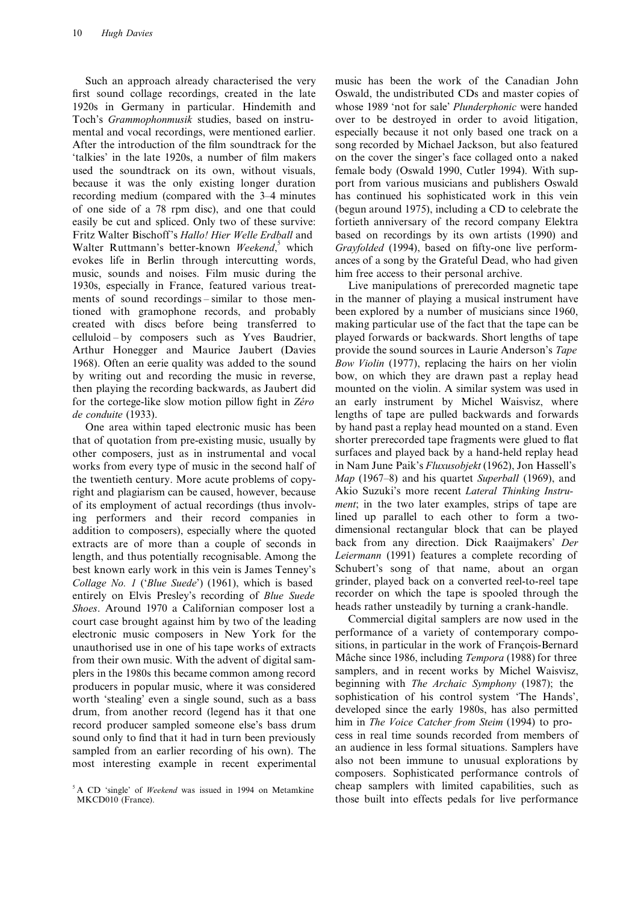Such an approach already characterised the very first sound collage recordings, created in the late 1920s in Germany in particular. Hindemith and Toch's *Grammophonmusik* studies, based on instrumental and vocal recordings, were mentioned earlier. After the introduction of the film soundtrack for the 'talkies' in the late 1920s, a number of film makers used the soundtrack on its own, without visuals, because it was the only existing longer duration recording medium (compared with the 3–4 minutes of one side of a 78 rpm disc), and one that could easily be cut and spliced. Only two of these survive: Fritz Walter Bischoff's *Hallo! Hier Welle Erdball* and Walter Ruttmann's better-known *Weekend*,[5] which evokes life in Berlin through intercutting words, music, sounds and noises. Film music during the 1930s, especially in France, featured various treatments of sound recordings – similar to those mentioned with gramophone records, and probably created with discs before being transferred to celluloid – by composers such as Yves Baudrier, Arthur Honegger and Maurice Jaubert (Davies 1968). Often an eerie quality was added to the sound by writing out and recording the music in reverse, then playing the recording backwards, as Jaubert did for the cortege-like slow motion pillow fight in *Zéro de conduite* (1933).

One area within taped electronic music has been that of quotation from pre-existing music, usually by other composers, just as in instrumental and vocal works from every type of music in the second half of the twentieth century. More acute problems of copyright and plagiarism can be caused, however, because of its employment of actual recordings (thus involving performers and their record companies in addition to composers), especially where the quoted extracts are of more than a couple of seconds in length, and thus potentially recognisable. Among the best known early work in this vein is James Tenney's *Collage No. 1* ('*Blue Suede*') (1961), which is based entirely on Elvis Presley's recording of *Blue Suede Shoes*. Around 1970 a Californian composer lost a court case brought against him by two of the leading electronic music composers in New York for the unauthorised use in one of his tape works of extracts from their own music. With the advent of digital samplers in the 1980s this became common among record producers in popular music, where it was considered worth 'stealing' even a single sound, such as a bass drum, from another record (legend has it that one record producer sampled someone else's bass drum sound only to find that it had in turn been previously sampled from an earlier recording of his own). The most interesting example in recent experimental music has been the work of the Canadian John Oswald, the undistributed CDs and master copies of whose 1989 'not for sale' *Plunderphonic* were handed over to be destroyed in order to avoid litigation, especially because it not only based one track on a song recorded by Michael Jackson, but also featured on the cover the singer's face collaged onto a naked female body (Oswald 1990, Cutler 1994). With support from various musicians and publishers Oswald has continued his sophisticated work in this vein (begun around 1975), including a CD to celebrate the fortieth anniversary of the record company Elektra based on recordings by its own artists (1990) and *Grayfolded* (1994), based on fifty-one live performances of a song by the Grateful Dead, who had given him free access to their personal archive.

Live manipulations of prerecorded magnetic tape in the manner of playing a musical instrument have been explored by a number of musicians since 1960, making particular use of the fact that the tape can be played forwards or backwards. Short lengths of tape provide the sound sources in Laurie Anderson's *Tape Bow Violin* (1977), replacing the hairs on her violin bow, on which they are drawn past a replay head mounted on the violin. A similar system was used in an early instrument by Michel Waisvisz, where lengths of tape are pulled backwards and forwards by hand past a replay head mounted on a stand. Even shorter prerecorded tape fragments were glued to flat surfaces and played back by a hand-held replay head in Nam June Paik's *Fluxusobjekt* (1962), Jon Hassell's *Map* (1967–8) and his quartet *Superball* (1969), and Akio Suzuki's more recent *Lateral Thinking Instrument*; in the two later examples, strips of tape are lined up parallel to each other to form a two-dimensional rectangular block that can be played back from any direction. Dick Raaijmakers' *Der Leiermann* (1991) features a complete recording of Schubert's song of that name, about an organ grinder, played back on a converted reel-to-reel tape recorder on which the tape is spooled through the heads rather unsteadily by turning a crank-handle.

Commercial digital samplers are now used in the performance of a variety of contemporary compositions, in particular in the work of François-Bernard Mâche since 1986, including *Tempora* (1988) for three samplers, and in recent works by Michel Waisvisz, beginning with *The Archaic Symphony* (1987); the sophistication of his control system 'The Hands', developed since the early 1980s, has also permitted him in *The Voice Catcher from Steim* (1994) to process in real time sounds recorded from members of an audience in less formal situations. Samplers have also not been immune to unusual explorations by composers. Sophisticated performance controls of cheap samplers with limited capabilities, such as those built into effects pedals for live performance

[5] A CD 'single' of *Weekend* was issued in 1994 on Metamkine MKCD010 (France).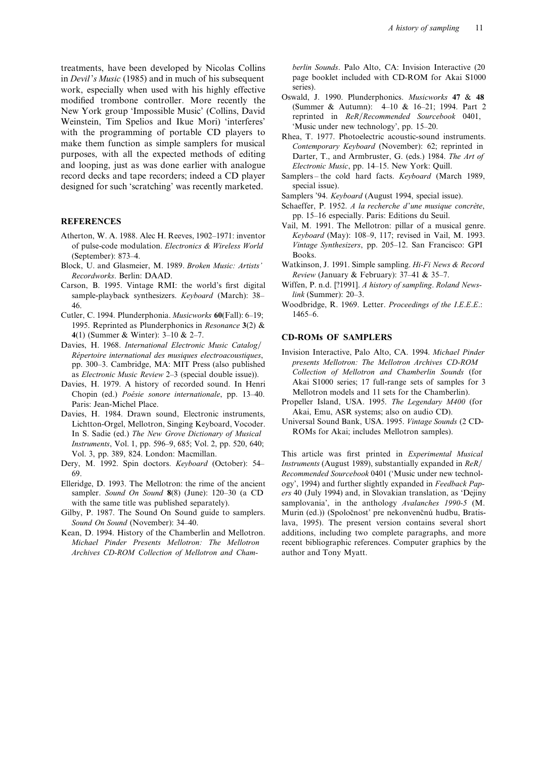treatments, have been developed by Nicolas Collins in *Devil's Music* (1985) and in much of his subsequent work, especially when used with his highly effective modified trombone controller. More recently the New York group 'Impossible Music' (Collins, David Weinstein, Tim Spelios and Ikue Mori) 'interferes' with the programming of portable CD players to make them function as simple samplers for musical purposes, with all the expected methods of editing and looping, just as was done earlier with analogue record decks and tape recorders; indeed a CD player designed for such 'scratching' was recently marketed.

## REFERENCES

Atherton, W. A. 1988. Alec H. Reeves, 1902–1971: inventor of pulse-code modulation. *Electronics & Wireless World* (September): 873–4.

Block, U. and Glasmeier, M. 1989. *Broken Music: Artists' Recordworks*. Berlin: DAAD.

Carson, B. 1995. Vintage RMI: the world's first digital sample-playback synthesizers. *Keyboard* (March): 38–46.

Cutler, C. 1994. Plunderphonia. *Musicworks* **60**(Fall): 6–19; 1995. Reprinted as Plunderphonics in *Resonance* **3**(2) & **4**(1) (Summer & Winter): 3–10 & 2–7.

Davies, H. 1968. *International Electronic Music Catalog/ Répertoire international des musiques electroacoustiques*, pp. 300–3. Cambridge, MA: MIT Press (also published as *Electronic Music Review* 2–3 (special double issue)).

Davies, H. 1979. A history of recorded sound. In Henri Chopin (ed.) *Poésie sonore internationale*, pp. 13–40. Paris: Jean-Michel Place.

Davies, H. 1984. Drawn sound, Electronic instruments, Lichtton-Orgel, Mellotron, Singing Keyboard, Vocoder. In S. Sadie (ed.) *The New Grove Dictionary of Musical Instruments*, Vol. 1, pp. 596–9, 685; Vol. 2, pp. 520, 640; Vol. 3, pp. 389, 824. London: Macmillan.

Dery, M. 1992. Spin doctors. *Keyboard* (October): 54–69.

Elleridge, D. 1993. The Mellotron: the rime of the ancient sampler. *Sound On Sound* **8**(8) (June): 120–30 (a CD with the same title was published separately).

Gilby, P. 1987. The Sound On Sound guide to samplers. *Sound On Sound* (November): 34–40.

Kean, D. 1994. History of the Chamberlin and Mellotron. *Michael Pinder Presents Mellotron: The Mellotron Archives CD-ROM Collection of Mellotron and Chamberlin Sounds*. Palo Alto, CA: Invision Interactive (20 page booklet included with CD-ROM for Akai S1000 series).

Oswald, J. 1990. Plunderphonics. *Musicworks* **47** & **48** (Summer & Autumn): 4–10 & 16–21; 1994. Part 2 reprinted in *ReR/Recommended Sourcebook* 0401, 'Music under new technology', pp. 15–20.

Rhea, T. 1977. Photoelectric acoustic-sound instruments. *Contemporary Keyboard* (November): 62; reprinted in Darter, T., and Armbruster, G. (eds.) 1984. *The Art of Electronic Music*, pp. 14–15. New York: Quill.

Samplers – the cold hard facts. *Keyboard* (March 1989, special issue).

Samplers '94. *Keyboard* (August 1994, special issue).

Schaeffer, P. 1952. *A la recherche d'une musique concrète*, pp. 15–16 especially. Paris: Editions du Seuil.

Vail, M. 1991. The Mellotron: pillar of a musical genre. *Keyboard* (May): 108–9, 117; revised in Vail, M. 1993. *Vintage Synthesizers*, pp. 205–12. San Francisco: GPI Books.

Watkinson, J. 1991. Simple sampling. *Hi-Fi News & Record Review* (January & February): 37–41 & 35–7.

Wiffen, P. n.d. [?1991]. *A history of sampling*. *Roland Newslink* (Summer): 20–3.

Woodbridge, R. 1969. Letter. *Proceedings of the I.E.E.E.*: 1465–6.

## CD-ROMs OF SAMPLERS

Invision Interactive, Palo Alto, CA. 1994. *Michael Pinder presents Mellotron: The Mellotron Archives CD-ROM Collection of Mellotron and Chamberlin Sounds* (for Akai S1000 series; 17 full-range sets of samples for 3 Mellotron models and 11 sets for the Chamberlin).

Propeller Island, USA. 1995. *The Legendary M400* (for Akai, Emu, ASR systems; also on audio CD).

Universal Sound Bank, USA. 1995. *Vintage Sounds* (2 CD-ROMs for Akai; includes Mellotron samples).

This article was first printed in *Experimental Musical Instruments* (August 1989), substantially expanded in *ReR/ Recommended Sourcebook* 0401 ('Music under new technology', 1994) and further slightly expanded in *Feedback Papers* 40 (July 1994) and, in Slovakian translation, as 'Dejiny samplovania', in the anthology *Avalanches 1990-5* (M. Murin (ed.)) (Spoločnosť pre nekonvenčnú hudbu, Bratislava, 1995). The present version contains several short additions, including two complete paragraphs, and more recent bibliographic references. Computer graphics by the author and Tony Myatt.